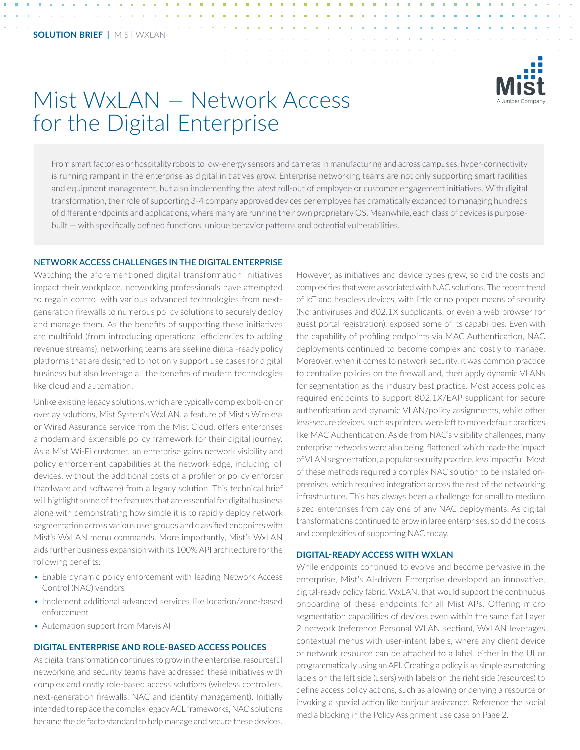SOLUTION BRIEF | MIST WXLAN

# Mist WxLAN — Network Access for the Digital Enterprise

From smart factories or hospitality robots to low-energy sensors and cameras in manufacturing and across campuses, hyper-connectivity is running rampant in the enterprise as digital initiatives grow. Enterprise networking teams are not only supporting smart facilities and equipment management, but also implementing the latest roll-out of employee or customer engagement initiatives. With digital transformation, their role of supporting 3-4 company approved devices per employee has dramatically expanded to managing hundreds of different endpoints and applications, where many are running their own proprietary OS. Meanwhile, each class of devices is purpose-built — with specifically defined functions, unique behavior patterns and potential vulnerabilities.

## NETWORK ACCESS CHALLENGES IN THE DIGITAL ENTERPRISE

Watching the aforementioned digital transformation initiatives impact their workplace, networking professionals have attempted to regain control with various advanced technologies from next-generation firewalls to numerous policy solutions to securely deploy and manage them. As the benefits of supporting these initiatives are multifold (from introducing operational efficiencies to adding revenue streams), networking teams are seeking digital-ready policy platforms that are designed to not only support use cases for digital business but also leverage all the benefits of modern technologies like cloud and automation.

Unlike existing legacy solutions, which are typically complex bolt-on or overlay solutions, Mist System's WxLAN, a feature of Mist's Wireless or Wired Assurance service from the Mist Cloud, offers enterprises a modern and extensible policy framework for their digital journey. As a Mist Wi-Fi customer, an enterprise gains network visibility and policy enforcement capabilities at the network edge, including IoT devices, without the additional costs of a profiler or policy enforcer (hardware and software) from a legacy solution. This technical brief will highlight some of the features that are essential for digital business along with demonstrating how simple it is to rapidly deploy network segmentation across various user groups and classified endpoints with Mist's WxLAN menu commands. More importantly, Mist's WxLAN aids further business expansion with its 100% API architecture for the following benefits:

- Enable dynamic policy enforcement with leading Network Access Control (NAC) vendors
- Implement additional advanced services like location/zone-based enforcement
- Automation support from Marvis AI

## DIGITAL ENTERPRISE AND ROLE-BASED ACCESS POLICES

As digital transformation continues to grow in the enterprise, resourceful networking and security teams have addressed these initiatives with complex and costly role-based access solutions (wireless controllers, next-generation firewalls, NAC and identity management). Initially intended to replace the complex legacy ACL frameworks, NAC solutions became the de facto standard to help manage and secure these devices. However, as initiatives and device types grew, so did the costs and complexities that were associated with NAC solutions. The recent trend of IoT and headless devices, with little or no proper means of security (No antiviruses and 802.1X supplicants, or even a web browser for guest portal registration), exposed some of its capabilities. Even with the capability of profiling endpoints via MAC Authentication, NAC deployments continued to become complex and costly to manage. Moreover, when it comes to network security, it was common practice to centralize policies on the firewall and, then apply dynamic VLANs for segmentation as the industry best practice. Most access policies required endpoints to support 802.1X/EAP supplicant for secure authentication and dynamic VLAN/policy assignments, while other less-secure devices, such as printers, were left to more default practices like MAC Authentication. Aside from NAC's visibility challenges, many enterprise networks were also being 'flattened', which made the impact of VLAN segmentation, a popular security practice, less impactful. Most of these methods required a complex NAC solution to be installed on-premises, which required integration across the rest of the networking infrastructure. This has always been a challenge for small to medium sized enterprises from day one of any NAC deployments. As digital transformations continued to grow in large enterprises, so did the costs and complexities of supporting NAC today.

## DIGITAL-READY ACCESS WITH WXLAN

While endpoints continued to evolve and become pervasive in the enterprise, Mist's AI-driven Enterprise developed an innovative, digital-ready policy fabric, WxLAN, that would support the continuous onboarding of these endpoints for all Mist APs. Offering micro segmentation capabilities of devices even within the same flat Layer 2 network (reference Personal WLAN section), WxLAN leverages contextual menus with user-intent labels, where any client device or network resource can be attached to a label, either in the UI or programmatically using an API. Creating a policy is as simple as matching labels on the left side (users) with labels on the right side (resources) to define access policy actions, such as allowing or denying a resource or invoking a special action like bonjour assistance. Reference the social media blocking in the Policy Assignment use case on Page 2.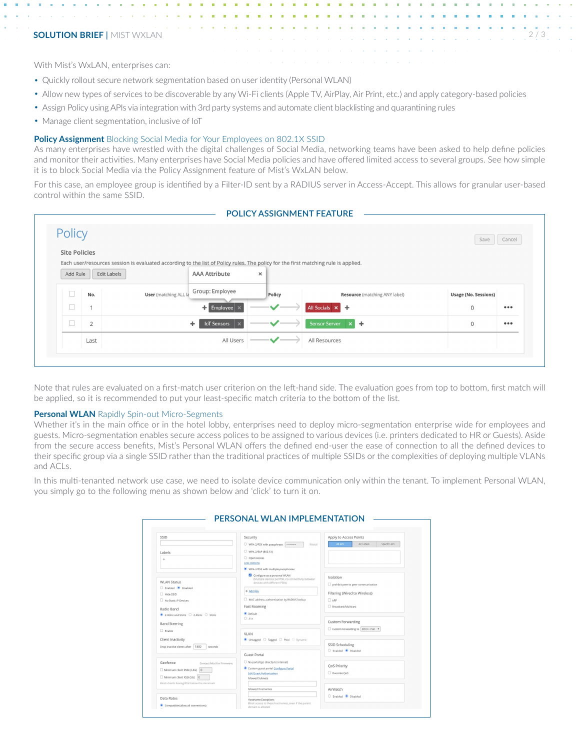With Mist's WxLAN, enterprises can:

- Quickly rollout secure network segmentation based on user identity (Personal WLAN)
- Allow new types of services to be discoverable by any Wi-Fi clients (Apple TV, AirPlay, Air Print, etc.) and apply category-based policies
- Assign Policy using APIs via integration with 3rd party systems and automate client blacklisting and quarantining rules
- Manage client segmentation, inclusive of IoT

### **Policy Assignment** Blocking Social Media for Your Employees on 802.1X SSID

As many enterprises have wrestled with the digital challenges of Social Media, networking teams have been asked to help define policies and monitor their activities. Many enterprises have Social Media policies and have offered limited access to several groups. See how simple it is to block Social Media via the Policy Assignment feature of Mist's WxLAN below.

For this case, an employee group is identified by a Filter-ID sent by a RADIUS server in Access-Accept. This allows for granular user-based control within the same SSID.

**POLICY ASSIGNMENT FEATURE**

Note that rules are evaluated on a first-match user criterion on the left-hand side. The evaluation goes from top to bottom, first match will be applied, so it is recommended to put your least-specific match criteria to the bottom of the list.

### **Personal WLAN** Rapidly Spin-out Micro-Segments

Whether it's in the main office or in the hotel lobby, enterprises need to deploy micro-segmentation enterprise wide for employees and guests. Micro-segmentation enables secure access polices to be assigned to various devices (i.e. printers dedicated to HR or Guests). Aside from the secure access benefits, Mist's Personal WLAN offers the defined end-user the ease of connection to all the defined devices to their specific group via a single SSID rather than the traditional practices of multiple SSIDs or the complexities of deploying multiple VLANs and ACLs.

In this multi-tenanted network use case, we need to isolate device communication only within the tenant. To implement Personal WLAN, you simply go to the following menu as shown below and 'click' to turn it on.

**PERSONAL WLAN IMPLEMENTATION**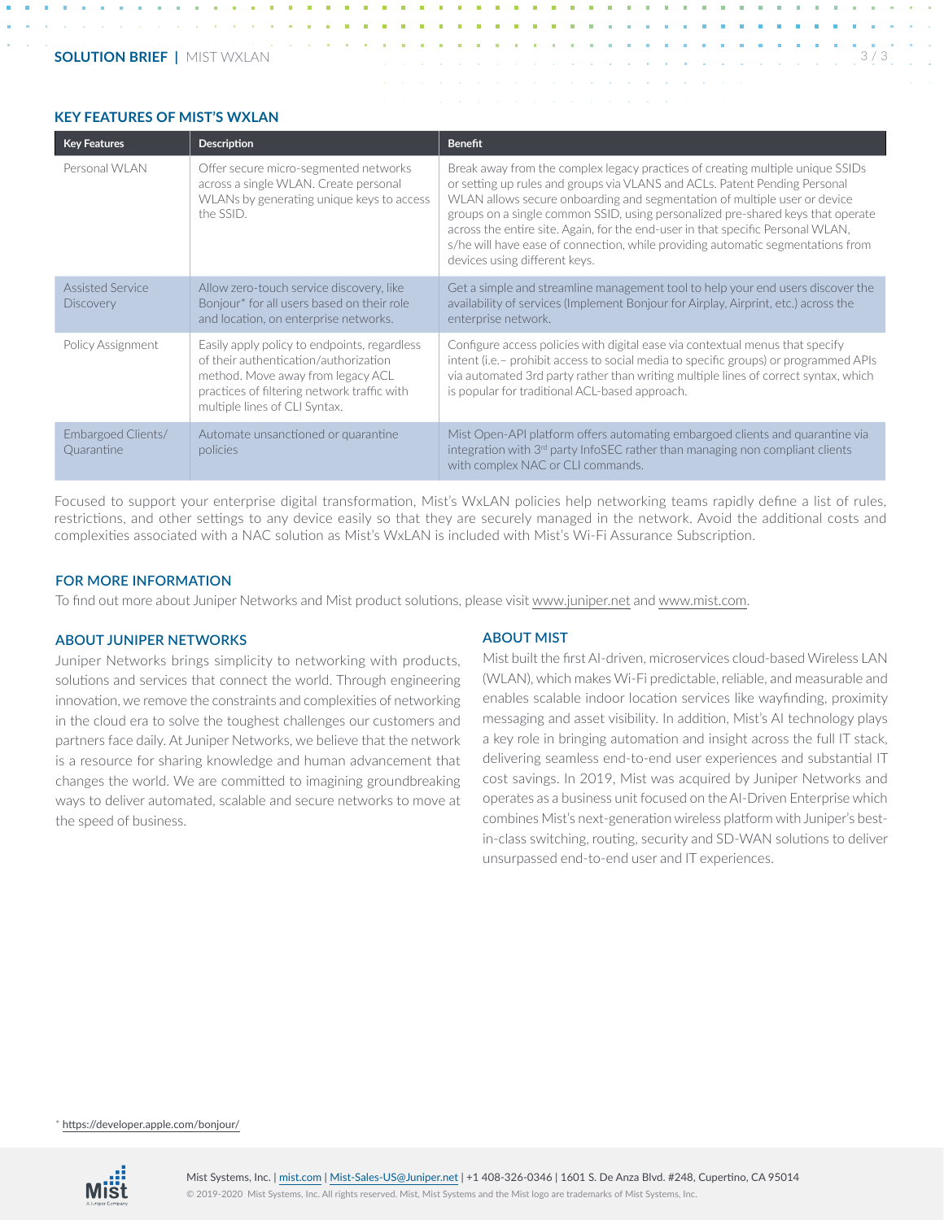## KEY FEATURES OF MIST'S WXLAN

| Key Features | Description | Benefit |
| --- | --- | --- |
| Personal WLAN | Offer secure micro-segmented networks across a single WLAN. Create personal WLANs by generating unique keys to access the SSID. | Break away from the complex legacy practices of creating multiple unique SSIDs or setting up rules and groups via VLANS and ACLs. Patent Pending Personal WLAN allows secure onboarding and segmentation of multiple user or device groups on a single common SSID, using personalized pre-shared keys that operate across the entire site. Again, for the end-user in that specific Personal WLAN, s/he will have ease of connection, while providing automatic segmentations from devices using different keys. |
| Assisted Service Discovery | Allow zero-touch service discovery, like Bonjour* for all users based on their role and location, on enterprise networks. | Get a simple and streamline management tool to help your end users discover the availability of services (Implement Bonjour for Airplay, Airprint, etc.) across the enterprise network. |
| Policy Assignment | Easily apply policy to endpoints, regardless of their authentication/authorization method. Move away from legacy ACL practices of filtering network traffic with multiple lines of CLI Syntax. | Configure access policies with digital ease via contextual menus that specify intent (i.e.– prohibit access to social media to specific groups) or programmed APIs via automated 3rd party rather than writing multiple lines of correct syntax, which is popular for traditional ACL-based approach. |
| Embargoed Clients/ Quarantine | Automate unsanctioned or quarantine policies | Mist Open-API platform offers automating embargoed clients and quarantine via integration with 3rd party InfoSEC rather than managing non compliant clients with complex NAC or CLI commands. |

Focused to support your enterprise digital transformation, Mist's WxLAN policies help networking teams rapidly define a list of rules, restrictions, and other settings to any device easily so that they are securely managed in the network. Avoid the additional costs and complexities associated with a NAC solution as Mist's WxLAN is included with Mist's Wi-Fi Assurance Subscription.

### FOR MORE INFORMATION

To find out more about Juniper Networks and Mist product solutions, please visit www.juniper.net and www.mist.com.

### ABOUT JUNIPER NETWORKS

Juniper Networks brings simplicity to networking with products, solutions and services that connect the world. Through engineering innovation, we remove the constraints and complexities of networking in the cloud era to solve the toughest challenges our customers and partners face daily. At Juniper Networks, we believe that the network is a resource for sharing knowledge and human advancement that changes the world. We are committed to imagining groundbreaking ways to deliver automated, scalable and secure networks to move at the speed of business.

### ABOUT MIST

Mist built the first AI-driven, microservices cloud-based Wireless LAN (WLAN), which makes Wi-Fi predictable, reliable, and measurable and enables scalable indoor location services like wayfinding, proximity messaging and asset visibility. In addition, Mist's AI technology plays a key role in bringing automation and insight across the full IT stack, delivering seamless end-to-end user experiences and substantial IT cost savings. In 2019, Mist was acquired by Juniper Networks and operates as a business unit focused on the AI-Driven Enterprise which combines Mist's next-generation wireless platform with Juniper's best-in-class switching, routing, security and SD-WAN solutions to deliver unsurpassed end-to-end user and IT experiences.

* https://developer.apple.com/bonjour/

Mist Systems, Inc. | mist.com | Mist-Sales-US@Juniper.net | +1 408-326-0346 | 1601 S. De Anza Blvd. #248, Cupertino, CA 95014

© 2019-2020 Mist Systems, Inc. All rights reserved. Mist, Mist Systems and the Mist logo are trademarks of Mist Systems, Inc.